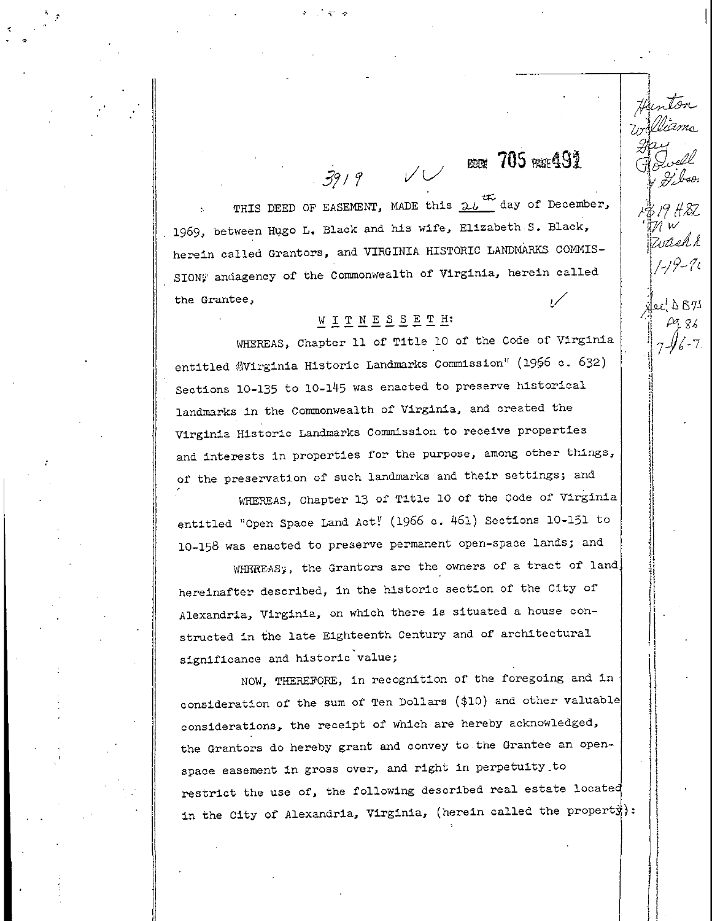3919 ✓✓ BOOK 705 PAGE 491

THIS DEED OF EASEMENT, MADE this 26th day of December, 1969, between Hugo L. Black and his wife, Elizabeth S. Black, herein called Grantors, and VIRGINIA HISTORIC LANDMARKS COMMISSION, an agency of the Commonwealth of Virginia, herein called the Grantee,

W I T N E S S E T H:

WHEREAS, Chapter 11 of Title 10 of the Code of Virginia entitled "Virginia Historic Landmarks Commission" (1966 c. 632) Sections 10-135 to 10-145 was enacted to preserve historical landmarks in the Commonwealth of Virginia, and created the Virginia Historic Landmarks Commission to receive properties and interests in properties for the purpose, among other things, of the preservation of such landmarks and their settings; and

WHEREAS, Chapter 13 of Title 10 of the Code of Virginia entitled "Open Space Land Act" (1966 c. 461) Sections 10-151 to 10-158 was enacted to preserve permanent open-space lands; and

WHEREAS, the Grantors are the owners of a tract of land hereinafter described, in the historic section of the City of Alexandria, Virginia, on which there is situated a house constructed in the late Eighteenth Century and of architectural significance and historic value;

NOW, THEREFORE, in recognition of the foregoing and in consideration of the sum of Ten Dollars ($10) and other valuable considerations, the receipt of which are hereby acknowledged, the Grantors do hereby grant and convey to the Grantee an open-space easement in gross over, and right in perpetuity to restrict the use of, the following described real estate located in the City of Alexandria, Virginia, (herein called the property):

Hunton Williams Gay Powell & Gibson

$19 H&L NW Wash D.C. 1-19-70

Rec'd DB 73 Pg 86 7-16-7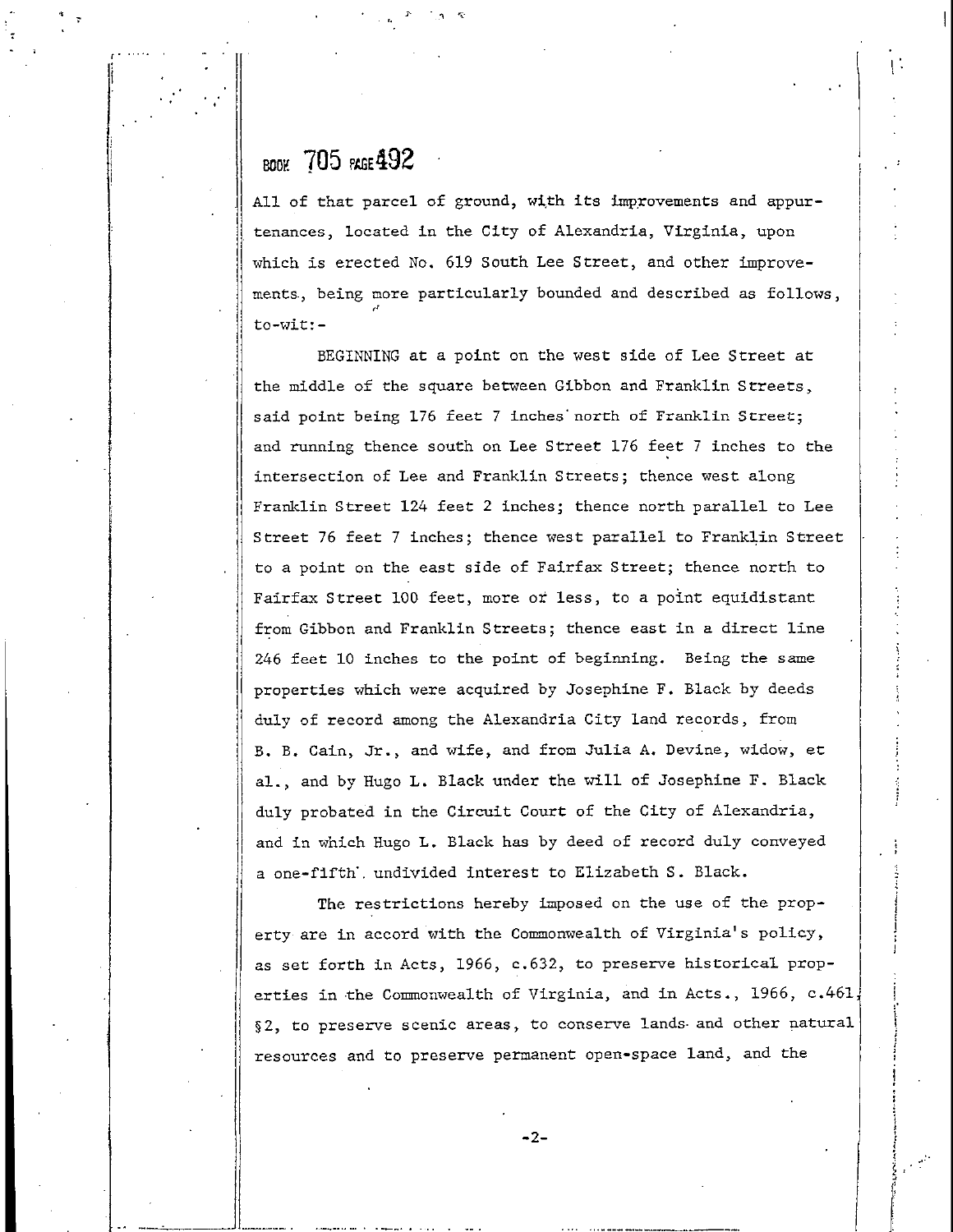BOOK 705 PAGE 492

All of that parcel of ground, with its improvements and appurtenances, located in the City of Alexandria, Virginia, upon which is erected No. 619 South Lee Street, and other improvements, being more particularly bounded and described as follows, to-wit:-

BEGINNING at a point on the west side of Lee Street at the middle of the square between Gibbon and Franklin Streets, said point being 176 feet 7 inches north of Franklin Street; and running thence south on Lee Street 176 feet 7 inches to the intersection of Lee and Franklin Streets; thence west along Franklin Street 124 feet 2 inches; thence north parallel to Lee Street 76 feet 7 inches; thence west parallel to Franklin Street to a point on the east side of Fairfax Street; thence north to Fairfax Street 100 feet, more or less, to a point equidistant from Gibbon and Franklin Streets; thence east in a direct line 246 feet 10 inches to the point of beginning. Being the same properties which were acquired by Josephine F. Black by deeds duly of record among the Alexandria City land records, from B. B. Cain, Jr., and wife, and from Julia A. Devine, widow, et al., and by Hugo L. Black under the will of Josephine F. Black duly probated in the Circuit Court of the City of Alexandria, and in which Hugo L. Black has by deed of record duly conveyed a one-fifth undivided interest to Elizabeth S. Black.

The restrictions hereby imposed on the use of the property are in accord with the Commonwealth of Virginia's policy, as set forth in Acts, 1966, c.632, to preserve historical properties in the Commonwealth of Virginia, and in Acts., 1966, c.461, §2, to preserve scenic areas, to conserve lands and other natural resources and to preserve permanent open-space land, and the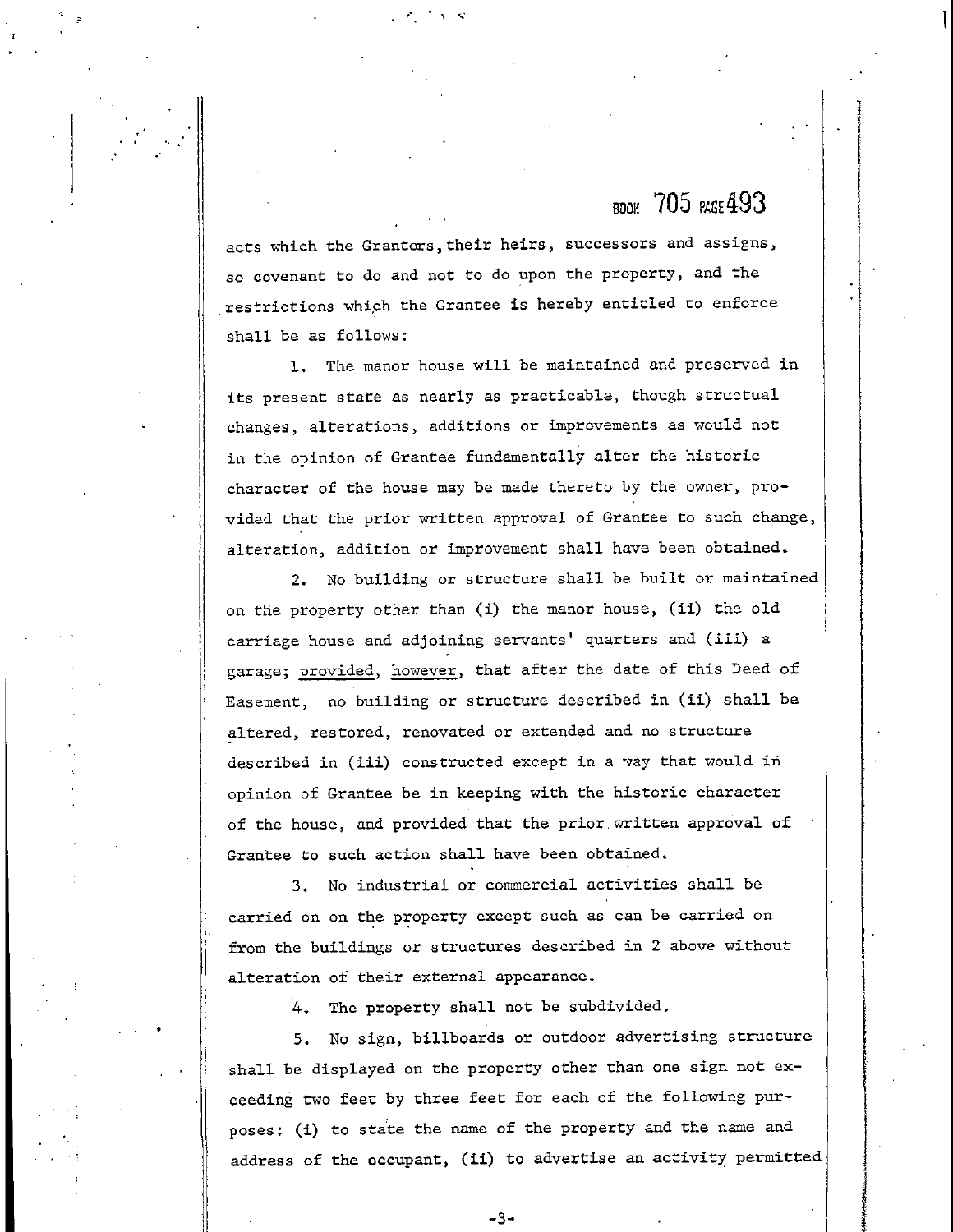acts which the Grantors, their heirs, successors and assigns, so covenant to do and not to do upon the property, and the restrictions which the Grantee is hereby entitled to enforce shall be as follows:

1. The manor house will be maintained and preserved in its present state as nearly as practicable, though structual changes, alterations, additions or improvements as would not in the opinion of Grantee fundamentally alter the historic character of the house may be made thereto by the owner, provided that the prior written approval of Grantee to such change, alteration, addition or improvement shall have been obtained.

2. No building or structure shall be built or maintained on the property other than (i) the manor house, (ii) the old carriage house and adjoining servants' quarters and (iii) a garage; <u>provided</u>, <u>however</u>, that after the date of this Deed of Easement, no building or structure described in (ii) shall be altered, restored, renovated or extended and no structure described in (iii) constructed except in a way that would in opinion of Grantee be in keeping with the historic character of the house, and provided that the prior written approval of Grantee to such action shall have been obtained.

3. No industrial or commercial activities shall be carried on on the property except such as can be carried on from the buildings or structures described in 2 above without alteration of their external appearance.

4. The property shall not be subdivided.

5. No sign, billboards or outdoor advertising structure shall be displayed on the property other than one sign not exceeding two feet by three feet for each of the following purposes: (i) to state the name of the property and the name and address of the occupant, (ii) to advertise an activity permitted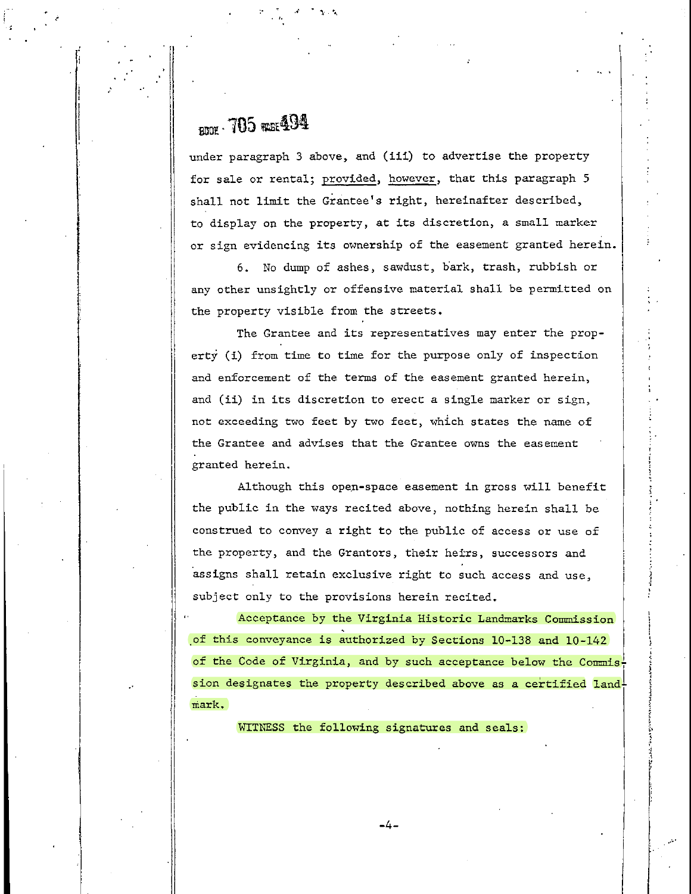BOOK 705 PAGE 494

under paragraph 3 above, and (iii) to advertise the property for sale or rental; provided, however, that this paragraph 5 shall not limit the Grantee's right, hereinafter described, to display on the property, at its discretion, a small marker or sign evidencing its ownership of the easement granted herein.

6. No dump of ashes, sawdust, bark, trash, rubbish or any other unsightly or offensive material shall be permitted on the property visible from the streets.

The Grantee and its representatives may enter the property (i) from time to time for the purpose only of inspection and enforcement of the terms of the easement granted herein, and (ii) in its discretion to erect a single marker or sign, not exceeding two feet by two feet, which states the name of the Grantee and advises that the Grantee owns the easement granted herein.

Although this open-space easement in gross will benefit the public in the ways recited above, nothing herein shall be construed to convey a right to the public of access or use of the property, and the Grantors, their heirs, successors and assigns shall retain exclusive right to such access and use, subject only to the provisions herein recited.

Acceptance by the Virginia Historic Landmarks Commission of this conveyance is authorized by Sections 10-138 and 10-142 of the Code of Virginia, and by such acceptance below the Commission designates the property described above as a certified landmark.

WITNESS the following signatures and seals: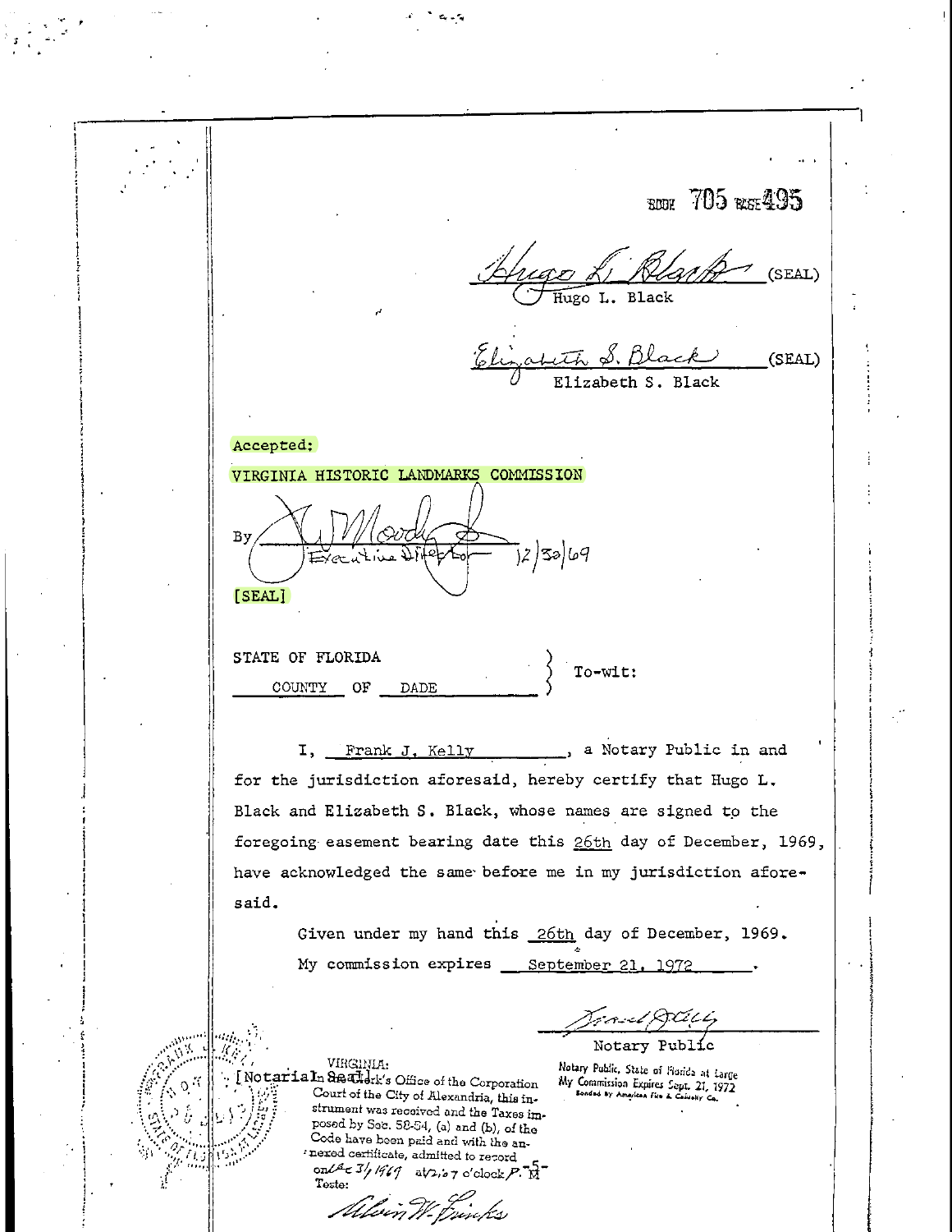BOOK 705 PAGE 495

*Hugo L. Black* (SEAL)
Hugo L. Black

*Elizabeth S. Black* (SEAL)
Elizabeth S. Black

Accepted:

VIRGINIA HISTORIC LANDMARKS COMMISSION

By *J. W. Moody Jr.* 12/30/69
Executive Director

[SEAL]

STATE OF FLORIDA
COUNTY OF DADE } To-wit:

I, Frank J. Kelly, a Notary Public in and for the jurisdiction aforesaid, hereby certify that Hugo L. Black and Elizabeth S. Black, whose names are signed to the foregoing easement bearing date this 26th day of December, 1969, have acknowledged the same before me in my jurisdiction aforesaid.

Given under my hand this 26th day of December, 1969.

My commission expires September 21, 1972.

*Frank J. Kelly*
Notary Public

Notary Public, State of Florida at Large
My Commission Expires Sept. 21, 1972
Bonded by American Fire & Casualty Co.

[Notarial Seal]

VIRGINIA:
In the Clerk's Office of the Corporation Court of the City of Alexandria, this instrument was received and the Taxes imposed by Sec. 58-54, (a) and (b), of the Code have been paid and with the annexed certificate, admitted to record on Dec 31, 1969 at 2:07 o'clock P.M.
Teste:

*Alvin W. Finks*